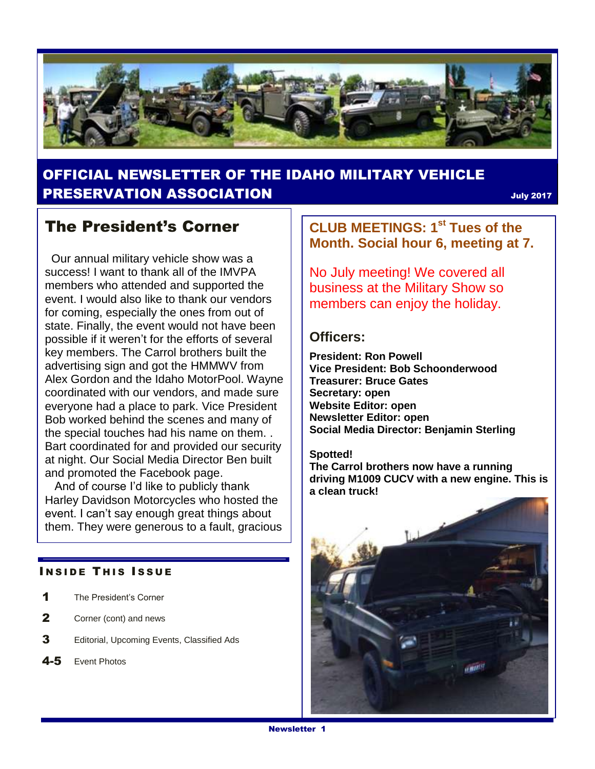# OFFICIAL NEWSLETTER OF THE IDAHO MILITARY VEHICLE PRESERVATION ASSOCIATION

July 2017

## The President's Corner

Our annual military vehicle show was a success! I want to thank all of the IMVPA members who attended and supported the event. I would also like to thank our vendors for coming, especially the ones from out of state. Finally, the event would not have been possible if it weren't for the efforts of several key members. The Carrol brothers built the advertising sign and got the HMMWV from Alex Gordon and the Idaho MotorPool. Wayne coordinated with our vendors, and made sure everyone had a place to park. Vice President Bob worked behind the scenes and many of the special touches had his name on them. . Bart coordinated for and provided our security at night. Our Social Media Director Ben built and promoted the Facebook page.

And of course I'd like to publicly thank Harley Davidson Motorcycles who hosted the event. I can't say enough great things about them. They were generous to a fault, gracious

### INSIDE THIS ISSUE

- **1** The President's Corner
- **2** Corner (cont) and news
- **3** Editorial, Upcoming Events, Classified Ads
- **4-5** Event Photos

## CLUB MEETINGS: 1st Tues of the Month. Social hour 6, meeting at 7.

No July meeting! We covered all business at the Military Show so members can enjoy the holiday.

### Officers:

**President: Ron Powell**
**Vice President: Bob Schoonderwood**
**Treasurer: Bruce Gates**
**Secretary: open**
**Website Editor: open**
**Newsletter Editor: open**
**Social Media Director: Benjamin Sterling**

**Spotted!**
**The Carrol brothers now have a running driving M1009 CUCV with a new engine. This is a clean truck!**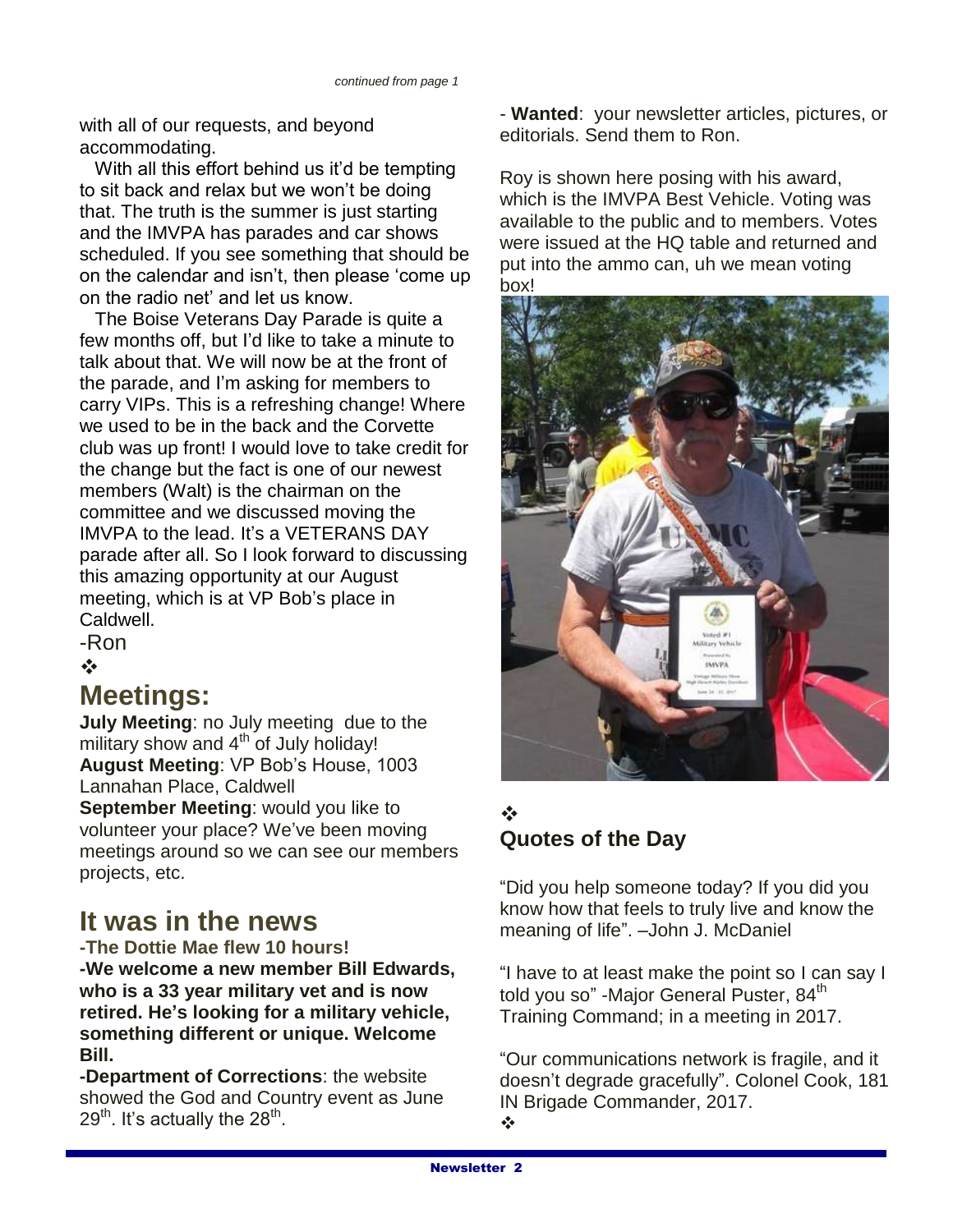*continued from page 1*

with all of our requests, and beyond accommodating.

With all this effort behind us it'd be tempting to sit back and relax but we won't be doing that. The truth is the summer is just starting and the IMVPA has parades and car shows scheduled. If you see something that should be on the calendar and isn't, then please 'come up on the radio net' and let us know.

The Boise Veterans Day Parade is quite a few months off, but I'd like to take a minute to talk about that. We will now be at the front of the parade, and I'm asking for members to carry VIPs. This is a refreshing change! Where we used to be in the back and the Corvette club was up front! I would love to take credit for the change but the fact is one of our newest members (Walt) is the chairman on the committee and we discussed moving the IMVPA to the lead. It's a VETERANS DAY parade after all. So I look forward to discussing this amazing opportunity at our August meeting, which is at VP Bob's place in Caldwell.

-Ron

❖

## Meetings:

**July Meeting**: no July meeting due to the military show and 4th of July holiday!

**August Meeting**: VP Bob's House, 1003 Lannahan Place, Caldwell

**September Meeting**: would you like to volunteer your place? We've been moving meetings around so we can see our members projects, etc.

## It was in the news

**-The Dottie Mae flew 10 hours!**

**-We welcome a new member Bill Edwards, who is a 33 year military vet and is now retired. He's looking for a military vehicle, something different or unique. Welcome Bill.**

**-Department of Corrections**: the website showed the God and Country event as June 29th. It's actually the 28th.

- **Wanted**: your newsletter articles, pictures, or editorials. Send them to Ron.

Roy is shown here posing with his award, which is the IMVPA Best Vehicle. Voting was available to the public and to members. Votes were issued at the HQ table and returned and put into the ammo can, uh we mean voting box!

❖

### Quotes of the Day

"Did you help someone today? If you did you know how that feels to truly live and know the meaning of life". –John J. McDaniel

"I have to at least make the point so I can say I told you so" -Major General Puster, 84th Training Command; in a meeting in 2017.

"Our communications network is fragile, and it doesn't degrade gracefully". Colonel Cook, 181 IN Brigade Commander, 2017.

❖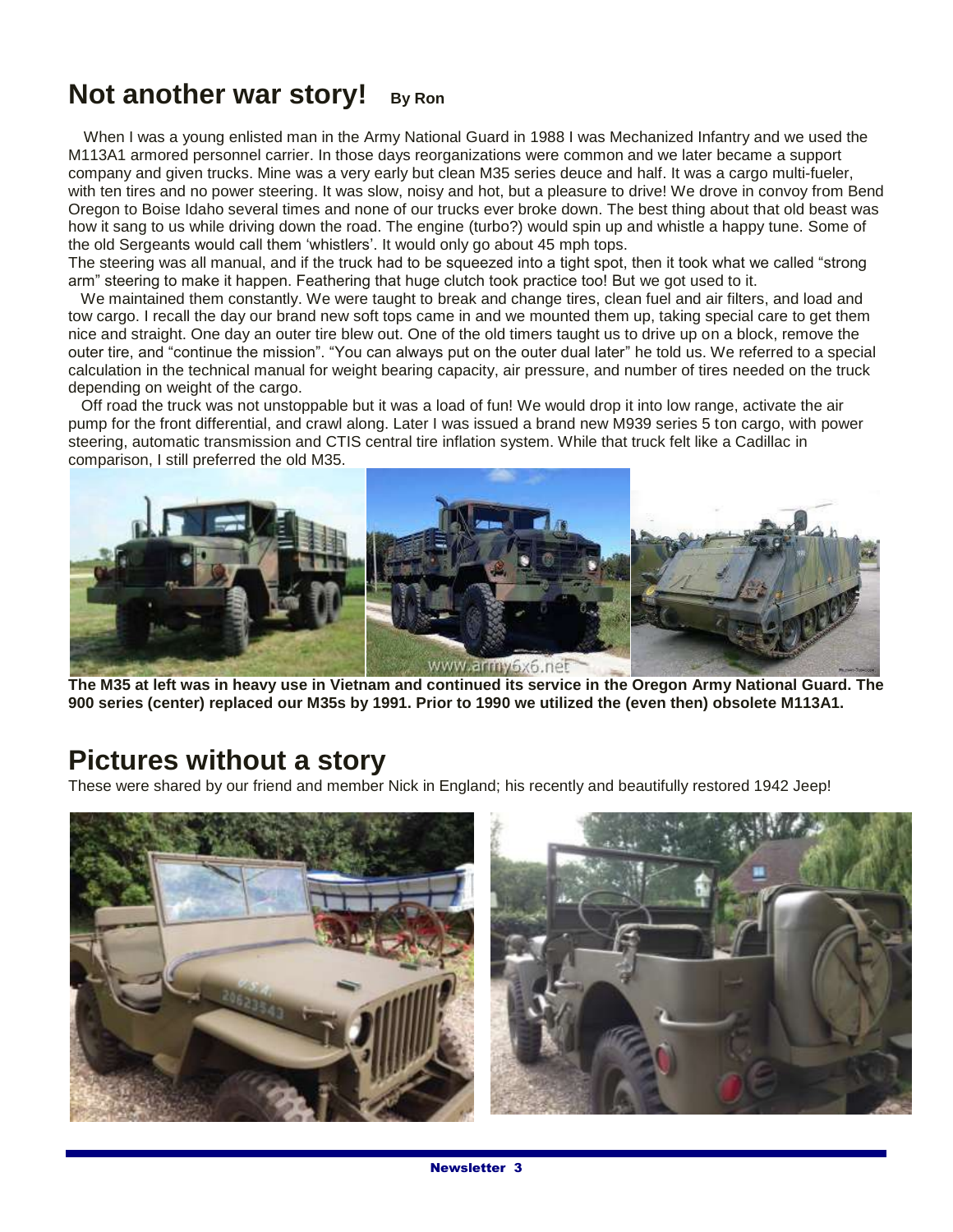# Not another war story! By Ron

When I was a young enlisted man in the Army National Guard in 1988 I was Mechanized Infantry and we used the M113A1 armored personnel carrier. In those days reorganizations were common and we later became a support company and given trucks. Mine was a very early but clean M35 series deuce and half. It was a cargo multi-fueler, with ten tires and no power steering. It was slow, noisy and hot, but a pleasure to drive! We drove in convoy from Bend Oregon to Boise Idaho several times and none of our trucks ever broke down. The best thing about that old beast was how it sang to us while driving down the road. The engine (turbo?) would spin up and whistle a happy tune. Some of the old Sergeants would call them 'whistlers'. It would only go about 45 mph tops.

The steering was all manual, and if the truck had to be squeezed into a tight spot, then it took what we called "strong arm" steering to make it happen. Feathering that huge clutch took practice too! But we got used to it.

We maintained them constantly. We were taught to break and change tires, clean fuel and air filters, and load and tow cargo. I recall the day our brand new soft tops came in and we mounted them up, taking special care to get them nice and straight. One day an outer tire blew out. One of the old timers taught us to drive up on a block, remove the outer tire, and "continue the mission". "You can always put on the outer dual later" he told us. We referred to a special calculation in the technical manual for weight bearing capacity, air pressure, and number of tires needed on the truck depending on weight of the cargo.

Off road the truck was not unstoppable but it was a load of fun! We would drop it into low range, activate the air pump for the front differential, and crawl along. Later I was issued a brand new M939 series 5 ton cargo, with power steering, automatic transmission and CTIS central tire inflation system. While that truck felt like a Cadillac in comparison, I still preferred the old M35.

**The M35 at left was in heavy use in Vietnam and continued its service in the Oregon Army National Guard. The 900 series (center) replaced our M35s by 1991. Prior to 1990 we utilized the (even then) obsolete M113A1.**

# Pictures without a story

These were shared by our friend and member Nick in England; his recently and beautifully restored 1942 Jeep!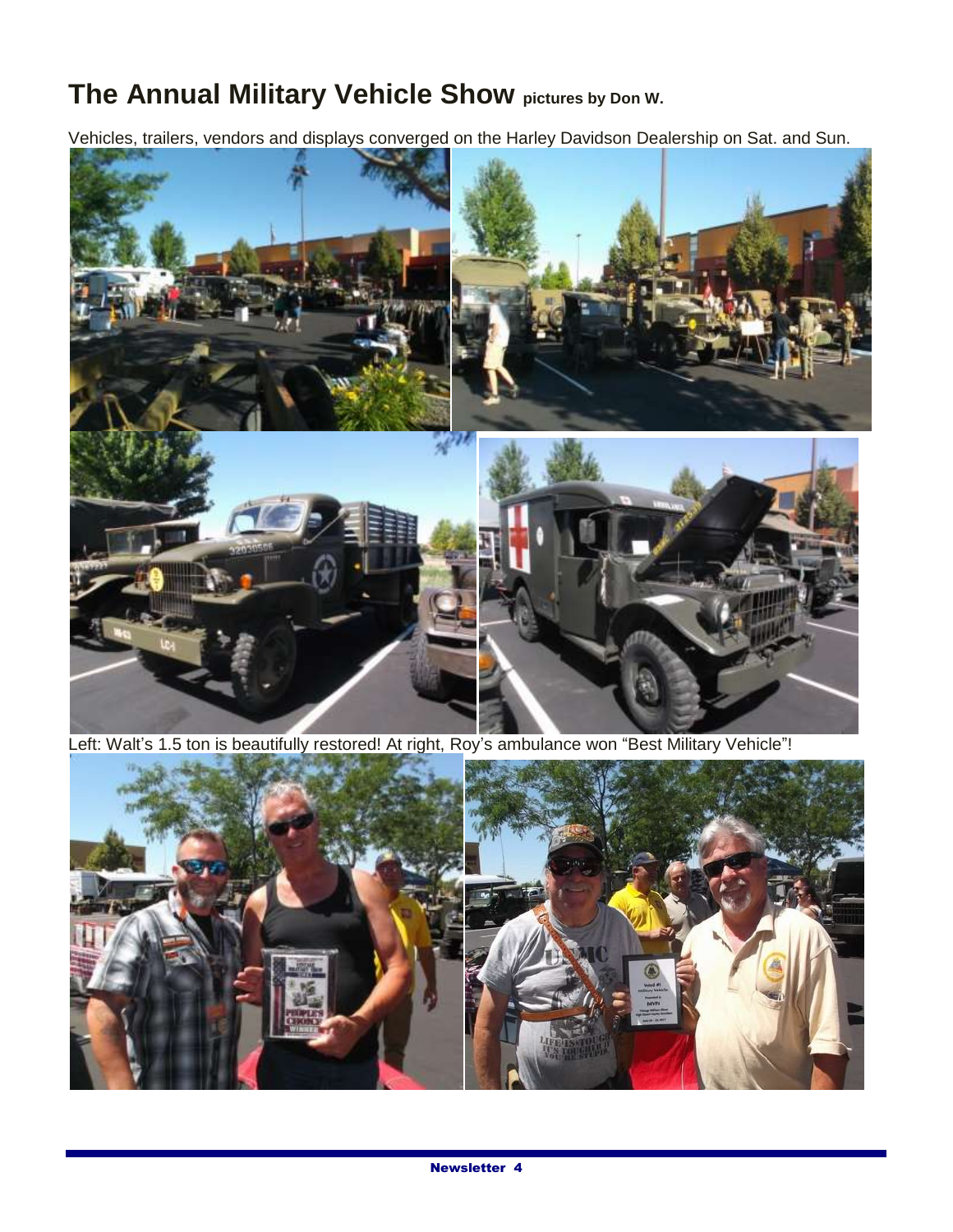# The Annual Military Vehicle Show pictures by Don W.

Vehicles, trailers, vendors and displays converged on the Harley Davidson Dealership on Sat. and Sun.

Left: Walt's 1.5 ton is beautifully restored! At right, Roy's ambulance won "Best Military Vehicle"!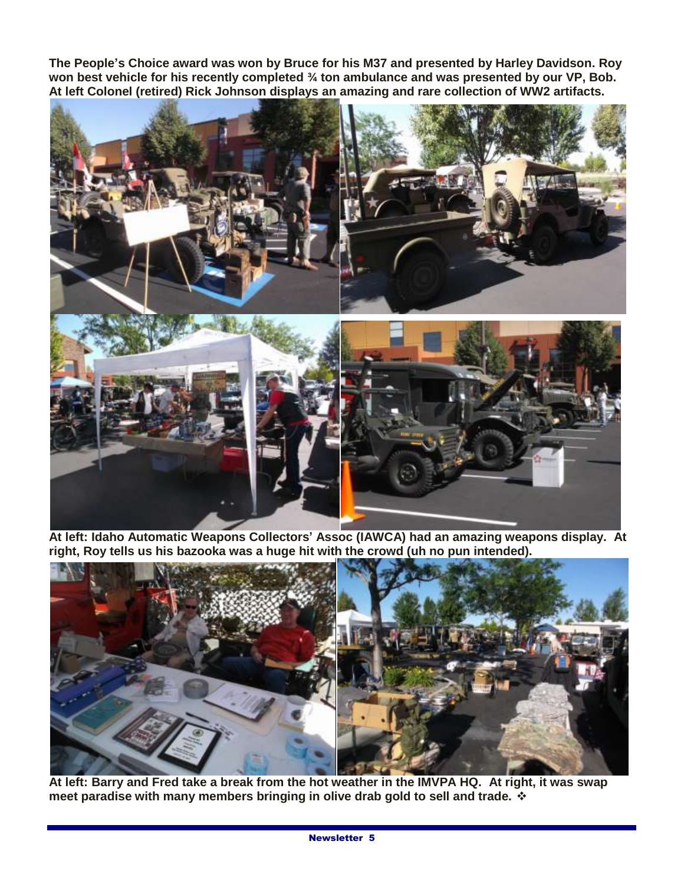**The People's Choice award was won by Bruce for his M37 and presented by Harley Davidson. Roy won best vehicle for his recently completed ¾ ton ambulance and was presented by our VP, Bob. At left Colonel (retired) Rick Johnson displays an amazing and rare collection of WW2 artifacts.**

**At left: Idaho Automatic Weapons Collectors' Assoc (IAWCA) had an amazing weapons display. At right, Roy tells us his bazooka was a huge hit with the crowd (uh no pun intended).**

**At left: Barry and Fred take a break from the hot weather in the IMVPA HQ. At right, it was swap meet paradise with many members bringing in olive drab gold to sell and trade.** ❖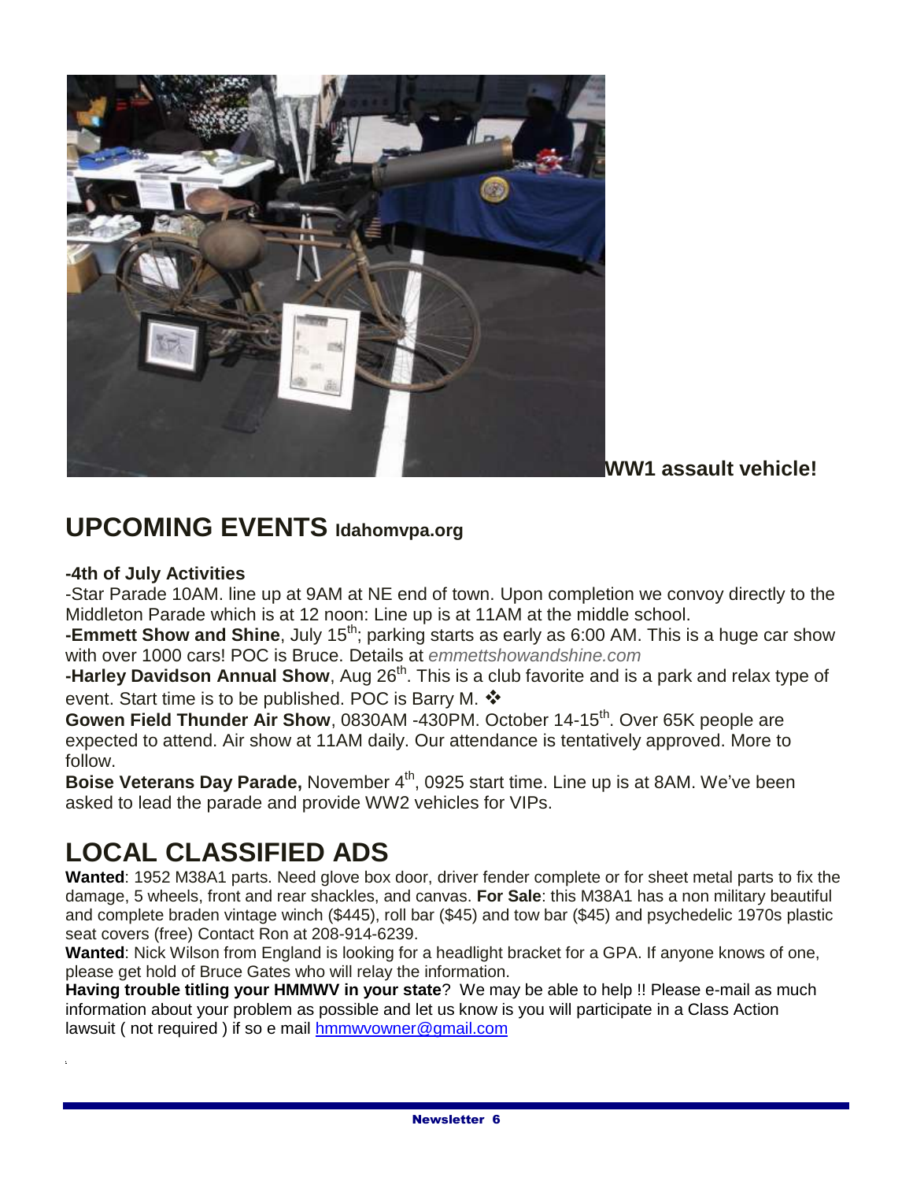**WW1 assault vehicle!**

## UPCOMING EVENTS Idahomvpa.org

**-4th of July Activities**

-Star Parade 10AM. line up at 9AM at NE end of town. Upon completion we convoy directly to the Middleton Parade which is at 12 noon: Line up is at 11AM at the middle school.

**-Emmett Show and Shine**, July 15th; parking starts as early as 6:00 AM. This is a huge car show with over 1000 cars! POC is Bruce. Details at *emmettshowandshine.com*

**-Harley Davidson Annual Show**, Aug 26th. This is a club favorite and is a park and relax type of event. Start time is to be published. POC is Barry M. ❖

**Gowen Field Thunder Air Show**, 0830AM -430PM. October 14-15th. Over 65K people are expected to attend. Air show at 11AM daily. Our attendance is tentatively approved. More to follow.

**Boise Veterans Day Parade,** November 4th, 0925 start time. Line up is at 8AM. We've been asked to lead the parade and provide WW2 vehicles for VIPs.

## LOCAL CLASSIFIED ADS

**Wanted**: 1952 M38A1 parts. Need glove box door, driver fender complete or for sheet metal parts to fix the damage, 5 wheels, front and rear shackles, and canvas. **For Sale**: this M38A1 has a non military beautiful and complete braden vintage winch ($445), roll bar ($45) and tow bar ($45) and psychedelic 1970s plastic seat covers (free) Contact Ron at 208-914-6239.

**Wanted**: Nick Wilson from England is looking for a headlight bracket for a GPA. If anyone knows of one, please get hold of Bruce Gates who will relay the information.

**Having trouble titling your HMMWV in your state**? We may be able to help !! Please e-mail as much information about your problem as possible and let us know is you will participate in a Class Action lawsuit ( not required ) if so e mail hmmwvowner@gmail.com